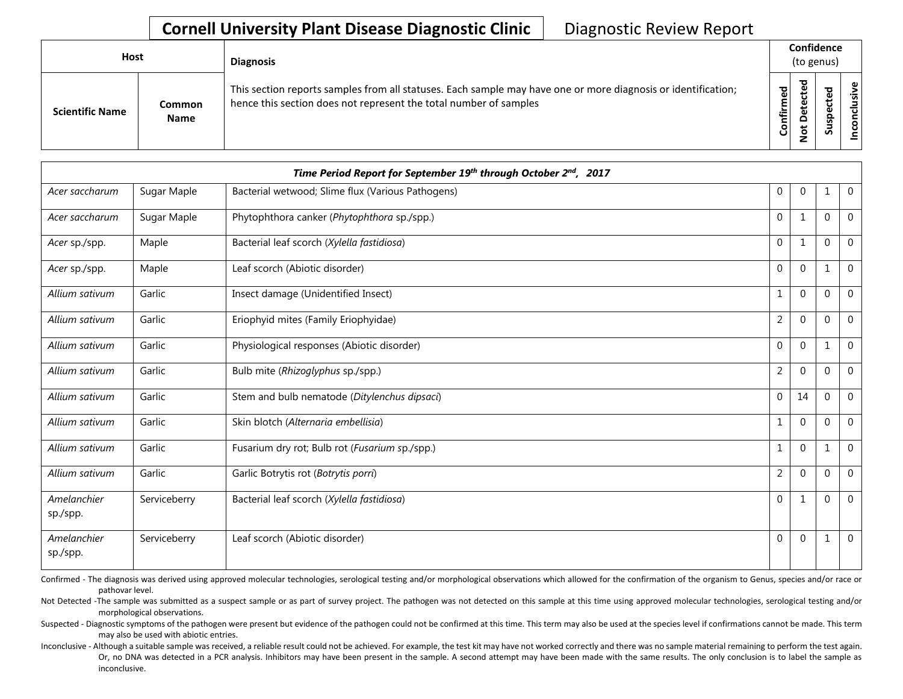# Cornell University Plant Disease Diagnostic Clinic

Diagnostic Review Report

| Host | | Diagnosis | Confidence (to genus) | | | |
|---|---|---|---|---|---|---|
| **Scientific Name** | **Common Name** | This section reports samples from all statuses. Each sample may have one or more diagnosis or identification; hence this section does not represent the total number of samples | **Confirmed** | **Not Detected** | **Suspected** | **Inconclusive** |

| *Time Period Report for September 19th through October 2nd, 2017* | | | | | | |
|---|---|---|---|---|---|---|
| *Acer saccharum* | Sugar Maple | Bacterial wetwood; Slime flux (Various Pathogens) | 0 | 0 | 1 | 0 |
| *Acer saccharum* | Sugar Maple | Phytophthora canker (*Phytophthora* sp./spp.) | 0 | 1 | 0 | 0 |
| *Acer* sp./spp. | Maple | Bacterial leaf scorch (*Xylella fastidiosa*) | 0 | 1 | 0 | 0 |
| *Acer* sp./spp. | Maple | Leaf scorch (Abiotic disorder) | 0 | 0 | 1 | 0 |
| *Allium sativum* | Garlic | Insect damage (Unidentified Insect) | 1 | 0 | 0 | 0 |
| *Allium sativum* | Garlic | Eriophyid mites (Family Eriophyidae) | 2 | 0 | 0 | 0 |
| *Allium sativum* | Garlic | Physiological responses (Abiotic disorder) | 0 | 0 | 1 | 0 |
| *Allium sativum* | Garlic | Bulb mite (*Rhizoglyphus* sp./spp.) | 2 | 0 | 0 | 0 |
| *Allium sativum* | Garlic | Stem and bulb nematode (*Ditylenchus dipsaci*) | 0 | 14 | 0 | 0 |
| *Allium sativum* | Garlic | Skin blotch (*Alternaria embellisia*) | 1 | 0 | 0 | 0 |
| *Allium sativum* | Garlic | Fusarium dry rot; Bulb rot (*Fusarium sp./spp.*) | 1 | 0 | 1 | 0 |
| *Allium sativum* | Garlic | Garlic Botrytis rot (*Botrytis porri*) | 2 | 0 | 0 | 0 |
| *Amelanchier* sp./spp. | Serviceberry | Bacterial leaf scorch (*Xylella fastidiosa*) | 0 | 1 | 0 | 0 |
| *Amelanchier* sp./spp. | Serviceberry | Leaf scorch (Abiotic disorder) | 0 | 0 | 1 | 0 |

Confirmed - The diagnosis was derived using approved molecular technologies, serological testing and/or morphological observations which allowed for the confirmation of the organism to Genus, species and/or race or pathovar level.

Not Detected -The sample was submitted as a suspect sample or as part of survey project. The pathogen was not detected on this sample at this time using approved molecular technologies, serological testing and/or morphological observations.

Suspected - Diagnostic symptoms of the pathogen were present but evidence of the pathogen could not be confirmed at this time. This term may also be used at the species level if confirmations cannot be made. This term may also be used with abiotic entries.

Inconclusive - Although a suitable sample was received, a reliable result could not be achieved. For example, the test kit may have not worked correctly and there was no sample material remaining to perform the test again. Or, no DNA was detected in a PCR analysis. Inhibitors may have been present in the sample. A second attempt may have been made with the same results. The only conclusion is to label the sample as inconclusive.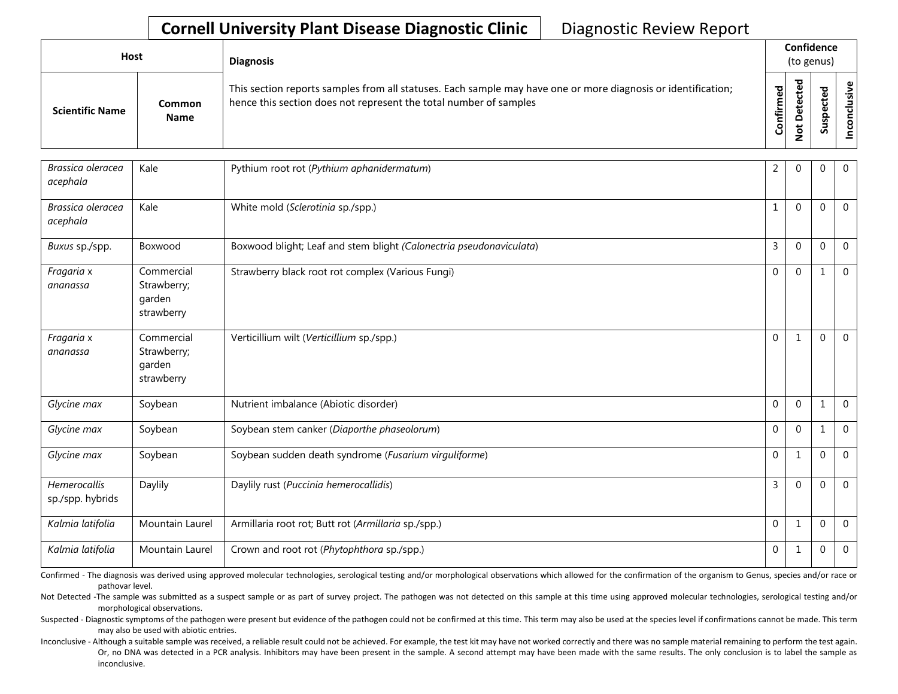**Cornell University Plant Disease Diagnostic Clinic** Diagnostic Review Report

| Host | | Diagnosis | Confidence (to genus) | | | |
|---|---|---|---|---|---|---|
| Scientific Name | Common Name | This section reports samples from all statuses. Each sample may have one or more diagnosis or identification; hence this section does not represent the total number of samples | Confirmed | Not Detected | Suspected | Inconclusive |
| *Brassica oleracea acephala* | Kale | Pythium root rot (*Pythium aphanidermatum*) | 2 | 0 | 0 | 0 |
| *Brassica oleracea acephala* | Kale | White mold (*Sclerotinia* sp./spp.) | 1 | 0 | 0 | 0 |
| *Buxus* sp./spp. | Boxwood | Boxwood blight; Leaf and stem blight (*Calonectria pseudonaviculata*) | 3 | 0 | 0 | 0 |
| *Fragaria* x *ananassa* | Commercial Strawberry; garden strawberry | Strawberry black root rot complex (Various Fungi) | 0 | 0 | 1 | 0 |
| *Fragaria* x *ananassa* | Commercial Strawberry; garden strawberry | Verticillium wilt (*Verticillium* sp./spp.) | 0 | 1 | 0 | 0 |
| *Glycine max* | Soybean | Nutrient imbalance (Abiotic disorder) | 0 | 0 | 1 | 0 |
| *Glycine max* | Soybean | Soybean stem canker (*Diaporthe phaseolorum*) | 0 | 0 | 1 | 0 |
| *Glycine max* | Soybean | Soybean sudden death syndrome (*Fusarium virguliforme*) | 0 | 1 | 0 | 0 |
| *Hemerocallis* sp./spp. hybrids | Daylily | Daylily rust (*Puccinia hemerocallidis*) | 3 | 0 | 0 | 0 |
| *Kalmia latifolia* | Mountain Laurel | Armillaria root rot; Butt rot (*Armillaria* sp./spp.) | 0 | 1 | 0 | 0 |
| *Kalmia latifolia* | Mountain Laurel | Crown and root rot (*Phytophthora* sp./spp.) | 0 | 1 | 0 | 0 |

Confirmed - The diagnosis was derived using approved molecular technologies, serological testing and/or morphological observations which allowed for the confirmation of the organism to Genus, species and/or race or pathovar level.

Not Detected -The sample was submitted as a suspect sample or as part of survey project. The pathogen was not detected on this sample at this time using approved molecular technologies, serological testing and/or morphological observations.

Suspected - Diagnostic symptoms of the pathogen were present but evidence of the pathogen could not be confirmed at this time. This term may also be used at the species level if confirmations cannot be made. This term may also be used with abiotic entries.

Inconclusive - Although a suitable sample was received, a reliable result could not be achieved. For example, the test kit may have not worked correctly and there was no sample material remaining to perform the test again. Or, no DNA was detected in a PCR analysis. Inhibitors may have been present in the sample. A second attempt may have been made with the same results. The only conclusion is to label the sample as inconclusive.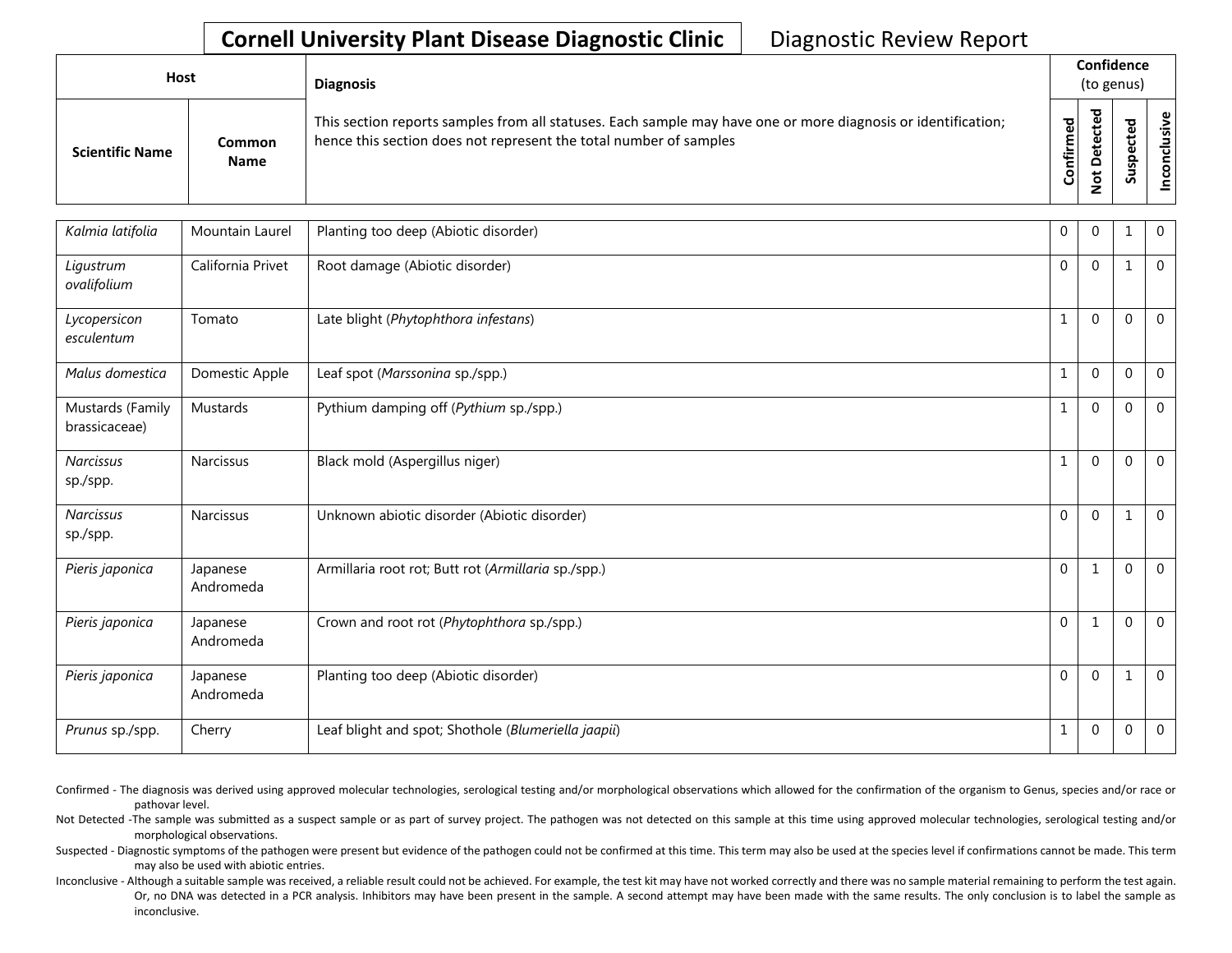# Cornell University Plant Disease Diagnostic Clinic

Diagnostic Review Report

| Host | | Diagnosis | Confidence (to genus) | | | |
|---|---|---|---|---|---|---|
| Scientific Name | Common Name | This section reports samples from all statuses. Each sample may have one or more diagnosis or identification; hence this section does not represent the total number of samples | Confirmed | Not Detected | Suspected | Inconclusive |
| *Kalmia latifolia* | Mountain Laurel | Planting too deep (Abiotic disorder) | 0 | 0 | 1 | 0 |
| *Ligustrum ovalifolium* | California Privet | Root damage (Abiotic disorder) | 0 | 0 | 1 | 0 |
| *Lycopersicon esculentum* | Tomato | Late blight (*Phytophthora infestans*) | 1 | 0 | 0 | 0 |
| *Malus domestica* | Domestic Apple | Leaf spot (*Marssonina* sp./spp.) | 1 | 0 | 0 | 0 |
| Mustards (Family brassicaceae) | Mustards | Pythium damping off (*Pythium* sp./spp.) | 1 | 0 | 0 | 0 |
| *Narcissus* sp./spp. | Narcissus | Black mold (Aspergillus niger) | 1 | 0 | 0 | 0 |
| *Narcissus* sp./spp. | Narcissus | Unknown abiotic disorder (Abiotic disorder) | 0 | 0 | 1 | 0 |
| *Pieris japonica* | Japanese Andromeda | Armillaria root rot; Butt rot (*Armillaria* sp./spp.) | 0 | 1 | 0 | 0 |
| *Pieris japonica* | Japanese Andromeda | Crown and root rot (*Phytophthora* sp./spp.) | 0 | 1 | 0 | 0 |
| *Pieris japonica* | Japanese Andromeda | Planting too deep (Abiotic disorder) | 0 | 0 | 1 | 0 |
| *Prunus* sp./spp. | Cherry | Leaf blight and spot; Shothole (*Blumeriella jaapii*) | 1 | 0 | 0 | 0 |

Confirmed - The diagnosis was derived using approved molecular technologies, serological testing and/or morphological observations which allowed for the confirmation of the organism to Genus, species and/or race or pathovar level.

Not Detected -The sample was submitted as a suspect sample or as part of survey project. The pathogen was not detected on this sample at this time using approved molecular technologies, serological testing and/or morphological observations.

Suspected - Diagnostic symptoms of the pathogen were present but evidence of the pathogen could not be confirmed at this time. This term may also be used at the species level if confirmations cannot be made. This term may also be used with abiotic entries.

Inconclusive - Although a suitable sample was received, a reliable result could not be achieved. For example, the test kit may have not worked correctly and there was no sample material remaining to perform the test again. Or, no DNA was detected in a PCR analysis. Inhibitors may have been present in the sample. A second attempt may have been made with the same results. The only conclusion is to label the sample as inconclusive.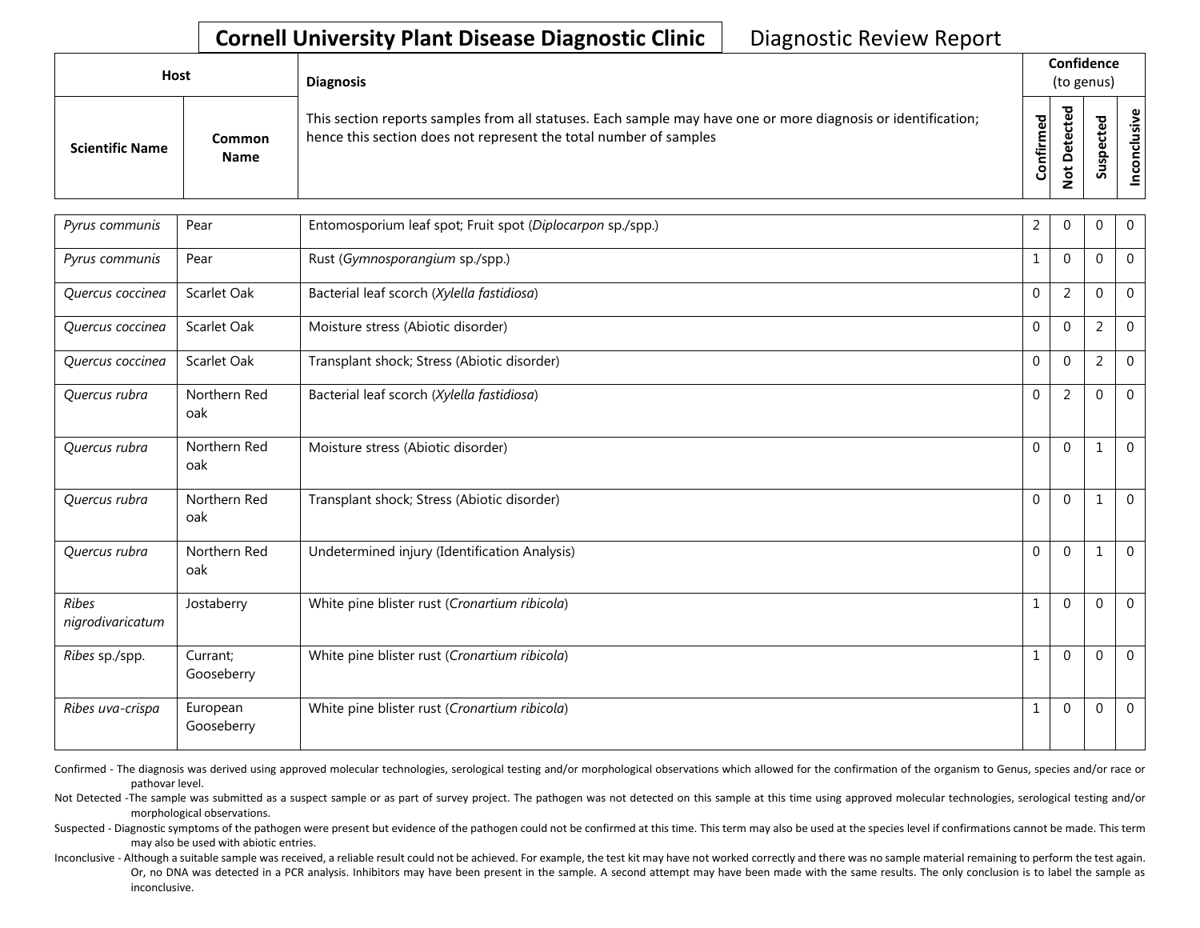# Cornell University Plant Disease Diagnostic Clinic

Diagnostic Review Report

| Host | | Diagnosis | Confidence (to genus) | | | |
|---|---|---|---|---|---|---|
| **Scientific Name** | **Common Name** | This section reports samples from all statuses. Each sample may have one or more diagnosis or identification; hence this section does not represent the total number of samples | **Confirmed** | **Not Detected** | **Suspected** | **Inconclusive** |
| *Pyrus communis* | Pear | Entomosporium leaf spot; Fruit spot (*Diplocarpon* sp./spp.) | 2 | 0 | 0 | 0 |
| *Pyrus communis* | Pear | Rust (*Gymnosporangium* sp./spp.) | 1 | 0 | 0 | 0 |
| *Quercus coccinea* | Scarlet Oak | Bacterial leaf scorch (*Xylella fastidiosa*) | 0 | 2 | 0 | 0 |
| *Quercus coccinea* | Scarlet Oak | Moisture stress (Abiotic disorder) | 0 | 0 | 2 | 0 |
| *Quercus coccinea* | Scarlet Oak | Transplant shock; Stress (Abiotic disorder) | 0 | 0 | 2 | 0 |
| *Quercus rubra* | Northern Red oak | Bacterial leaf scorch (*Xylella fastidiosa*) | 0 | 2 | 0 | 0 |
| *Quercus rubra* | Northern Red oak | Moisture stress (Abiotic disorder) | 0 | 0 | 1 | 0 |
| *Quercus rubra* | Northern Red oak | Transplant shock; Stress (Abiotic disorder) | 0 | 0 | 1 | 0 |
| *Quercus rubra* | Northern Red oak | Undetermined injury (Identification Analysis) | 0 | 0 | 1 | 0 |
| *Ribes nigrodivaricatum* | Jostaberry | White pine blister rust (*Cronartium ribicola*) | 1 | 0 | 0 | 0 |
| *Ribes* sp./spp. | Currant; Gooseberry | White pine blister rust (*Cronartium ribicola*) | 1 | 0 | 0 | 0 |
| *Ribes uva-crispa* | European Gooseberry | White pine blister rust (*Cronartium ribicola*) | 1 | 0 | 0 | 0 |

Confirmed - The diagnosis was derived using approved molecular technologies, serological testing and/or morphological observations which allowed for the confirmation of the organism to Genus, species and/or race or pathovar level.

Not Detected -The sample was submitted as a suspect sample or as part of survey project. The pathogen was not detected on this sample at this time using approved molecular technologies, serological testing and/or morphological observations.

Suspected - Diagnostic symptoms of the pathogen were present but evidence of the pathogen could not be confirmed at this time. This term may also be used at the species level if confirmations cannot be made. This term may also be used with abiotic entries.

Inconclusive - Although a suitable sample was received, a reliable result could not be achieved. For example, the test kit may have not worked correctly and there was no sample material remaining to perform the test again. Or, no DNA was detected in a PCR analysis. Inhibitors may have been present in the sample. A second attempt may have been made with the same results. The only conclusion is to label the sample as inconclusive.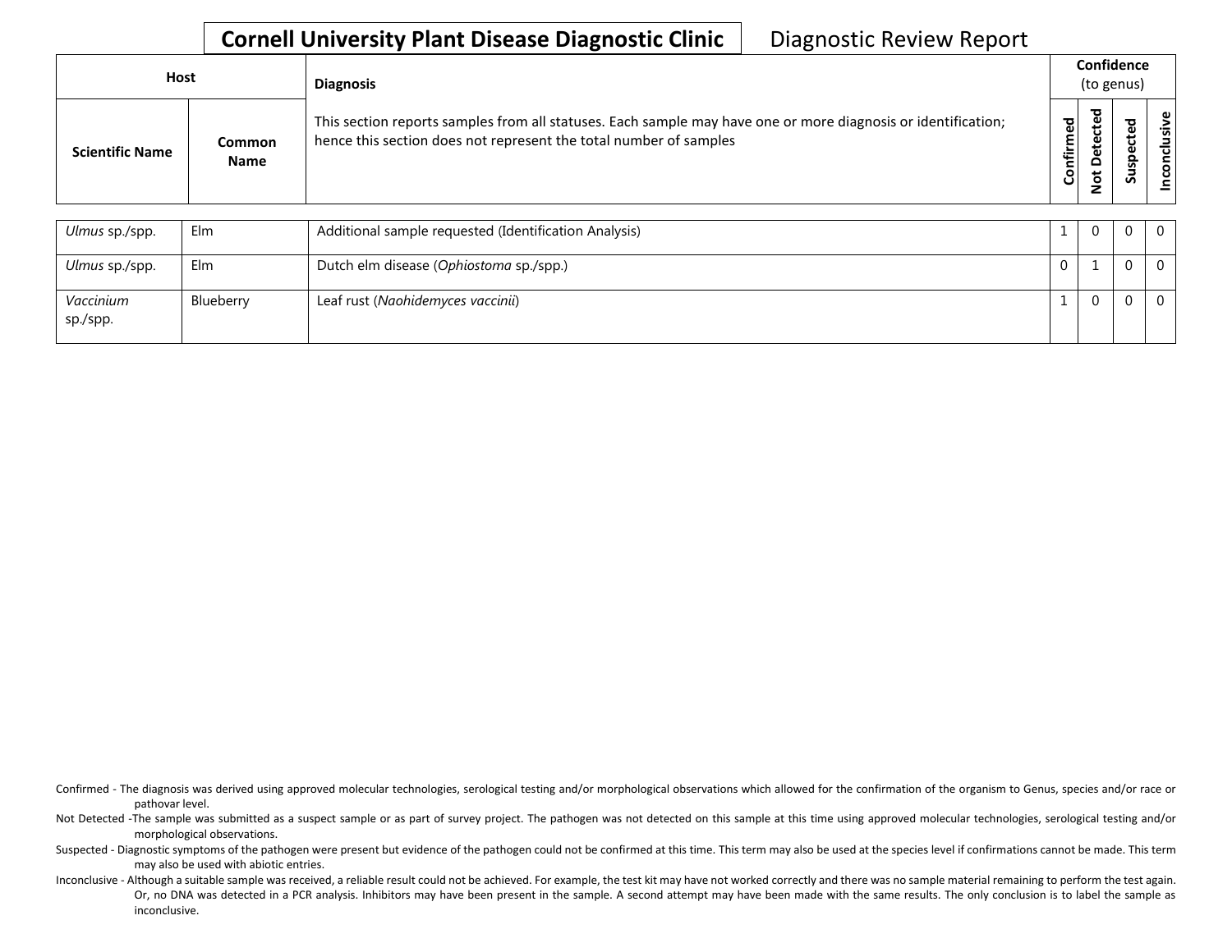**Cornell University Plant Disease Diagnostic Clinic** Diagnostic Review Report

| Host | | Diagnosis | Confidence (to genus) | | | |
|---|---|---|---|---|---|---|
| **Scientific Name** | **Common Name** | This section reports samples from all statuses. Each sample may have one or more diagnosis or identification; hence this section does not represent the total number of samples | **Confirmed** | **Not Detected** | **Suspected** | **Inconclusive** |
| *Ulmus* sp./spp. | Elm | Additional sample requested (Identification Analysis) | 1 | 0 | 0 | 0 |
| *Ulmus* sp./spp. | Elm | Dutch elm disease (*Ophiostoma* sp./spp.) | 0 | 1 | 0 | 0 |
| *Vaccinium* sp./spp. | Blueberry | Leaf rust (*Naohidemyces vaccinii*) | 1 | 0 | 0 | 0 |

Confirmed - The diagnosis was derived using approved molecular technologies, serological testing and/or morphological observations which allowed for the confirmation of the organism to Genus, species and/or race or pathovar level.

Not Detected -The sample was submitted as a suspect sample or as part of survey project. The pathogen was not detected on this sample at this time using approved molecular technologies, serological testing and/or morphological observations.

Suspected - Diagnostic symptoms of the pathogen were present but evidence of the pathogen could not be confirmed at this time. This term may also be used at the species level if confirmations cannot be made. This term may also be used with abiotic entries.

Inconclusive - Although a suitable sample was received, a reliable result could not be achieved. For example, the test kit may have not worked correctly and there was no sample material remaining to perform the test again. Or, no DNA was detected in a PCR analysis. Inhibitors may have been present in the sample. A second attempt may have been made with the same results. The only conclusion is to label the sample as inconclusive.